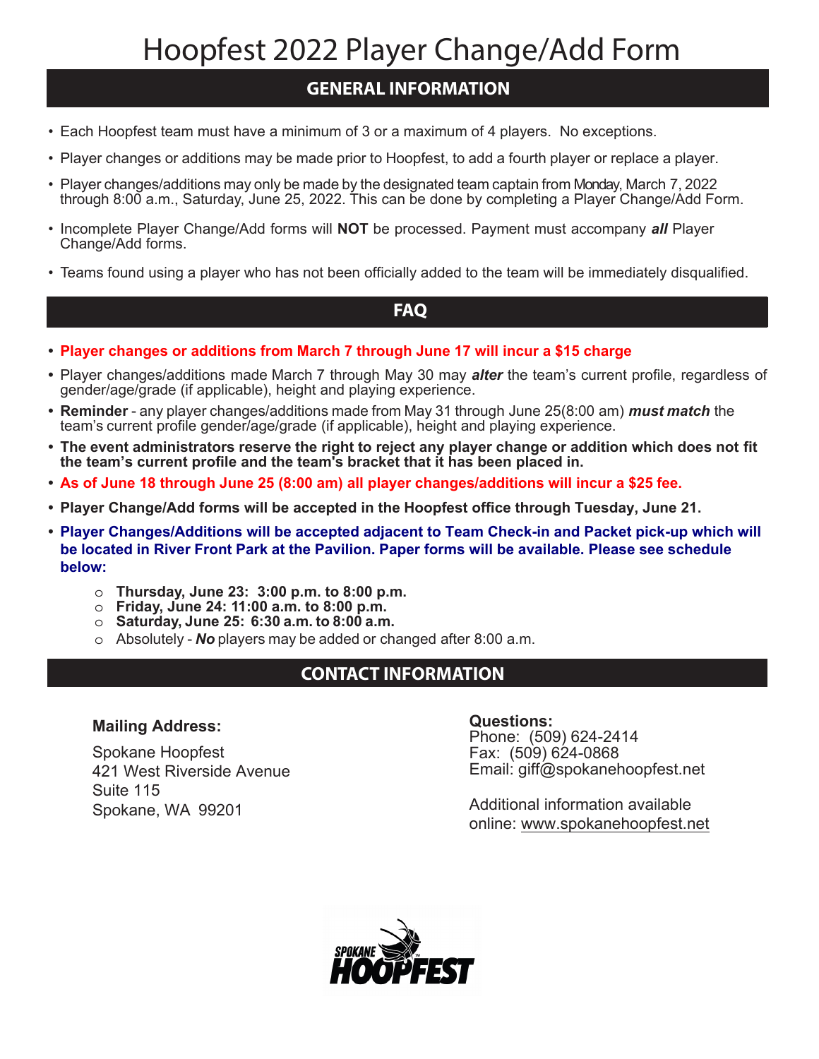# Hoopfest 2022 Player Change/Add Form

## GENERAL INFORMATION

- Each Hoopfest team must have a minimum of 3 or a maximum of 4 players. No exceptions.
- Player changes or additions may be made prior to Hoopfest, to add a fourth player or replace a player.
- Player changes/additions may only be made by the designated team captain from Monday, March 7, 2022 through 8:00 a.m., Saturday, June 25, 2022. This can be done by completing a Player Change/Add Form.
- Incomplete Player Change/Add forms will **NOT** be processed. Payment must accompany ***all*** Player Change/Add forms.
- Teams found using a player who has not been officially added to the team will be immediately disqualified.

## FAQ

- **Player changes or additions from March 7 through June 17 will incur a $15 charge**
- Player changes/additions made March 7 through May 30 may ***alter*** the team's current profile, regardless of gender/age/grade (if applicable), height and playing experience.
- **Reminder** - any player changes/additions made from May 31 through June 25(8:00 am) ***must match*** the team's current profile gender/age/grade (if applicable), height and playing experience.
- **The event administrators reserve the right to reject any player change or addition which does not fit the team's current profile and the team's bracket that it has been placed in.**
- **As of June 18 through June 25 (8:00 am) all player changes/additions will incur a $25 fee.**
- **Player Change/Add forms will be accepted in the Hoopfest office through Tuesday, June 21.**
- **Player Changes/Additions will be accepted adjacent to Team Check-in and Packet pick-up which will be located in River Front Park at the Pavilion. Paper forms will be available. Please see schedule below:**
  - **Thursday, June 23: 3:00 p.m. to 8:00 p.m.**
  - **Friday, June 24: 11:00 a.m. to 8:00 p.m.**
  - **Saturday, June 25: 6:30 a.m. to 8:00 a.m.**
  - Absolutely - ***No*** players may be added or changed after 8:00 a.m.

## CONTACT INFORMATION

**Mailing Address:**

Spokane Hoopfest
421 West Riverside Avenue
Suite 115
Spokane, WA 99201

**Questions:**
Phone: (509) 624-2414
Fax: (509) 624-0868
Email: giff@spokanehoopfest.net

Additional information available online: www.spokanehoopfest.net

SPOKANE HOOPFEST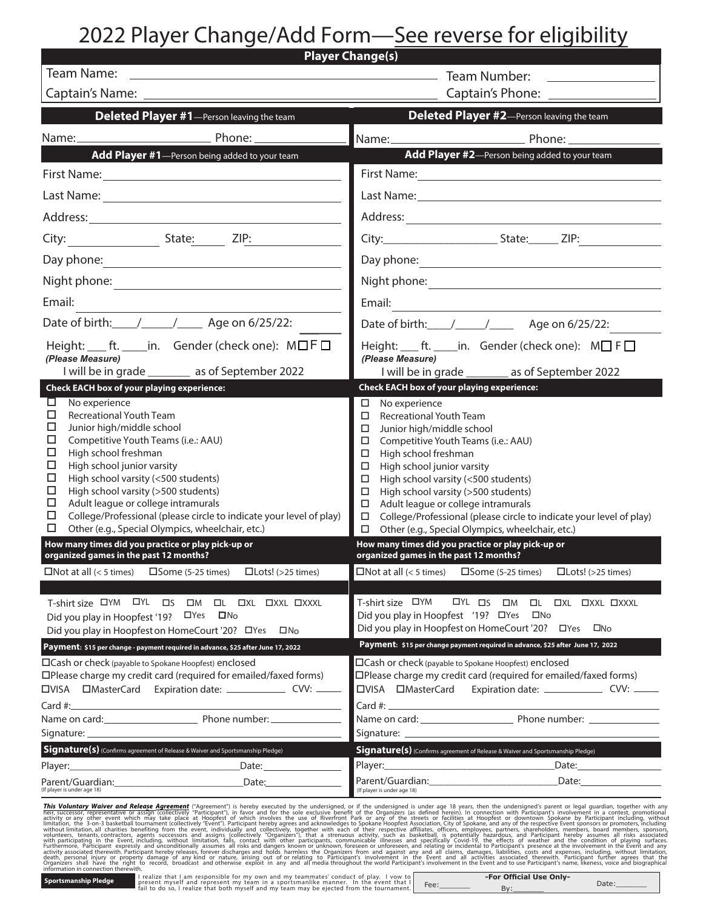# 2022 Player Change/Add Form—See reverse for eligibility

## Player Change(s)

Team Name: ______________________ Team Number: ____________

Captain's Name: ______________________ Captain's Phone: ____________

### Deleted Player #1—Person leaving the team

Name: ______________ Phone: ____________

### Add Player #1—Person being added to your team

First Name: ______________________

Last Name: ______________________

Address: ______________________

City: __________ State: _____ ZIP: __________

Day phone: ______________________

Night phone: ______________________

Email: ______________________

Date of birth: ____/_____/____ Age on 6/25/22: ______

Height: ___ ft. ____in. Gender (check one): M☐ F☐
*(Please Measure)*
I will be in grade _______ as of September 2022

**Check EACH box of your playing experience:**

- ☐ No experience
- ☐ Recreational Youth Team
- ☐ Junior high/middle school
- ☐ Competitive Youth Teams (i.e.: AAU)
- ☐ High school freshman
- ☐ High school junior varsity
- ☐ High school varsity (<500 students)
- ☐ High school varsity (>500 students)
- ☐ Adult league or college intramurals
- ☐ College/Professional (please circle to indicate your level of play)
- ☐ Other (e.g., Special Olympics, wheelchair, etc.)

**How many times did you practice or play pick-up or organized games in the past 12 months?**

☐Not at all (< 5 times) ☐Some (5-25 times) ☐Lots! (>25 times)

T-shirt size ☐YM ☐YL ☐S ☐M ☐L ☐XL ☐XXL ☐XXXL

Did you play in Hoopfest '19? ☐Yes ☐No

Did you play in Hoopfest on HomeCourt '20? ☐Yes ☐No

**Payment: $15 per change - payment required in advance, $25 after June 17, 2022**

☐Cash or check (payable to Spokane Hoopfest) enclosed

☐Please charge my credit card (required for emailed/faxed forms)

☐VISA ☐MasterCard Expiration date: __________ CVV: _____

Card #: ______________________

Name on card: ______________ Phone number: ____________

Signature: ______________________

**Signature(s)** (Confirms agreement of Release & Waiver and Sportsmanship Pledge)

Player: ______________________ Date: __________

Parent/Guardian: ______________________ Date: __________
(If player is under age 18)

### Deleted Player #2—Person leaving the team

Name: ______________ Phone: ____________

### Add Player #2—Person being added to your team

First Name: ______________________

Last Name: ______________________

Address: ______________________

City: __________ State: _____ ZIP: __________

Day phone: ______________________

Night phone: ______________________

Email: ______________________

Date of birth: ____/_____/____ Age on 6/25/22: ______

Height: ___ ft. ____in. Gender (check one): M☐ F☐
*(Please Measure)*
I will be in grade _______ as of September 2022

**Check EACH box of your playing experience:**

- ☐ No experience
- ☐ Recreational Youth Team
- ☐ Junior high/middle school
- ☐ Competitive Youth Teams (i.e.: AAU)
- ☐ High school freshman
- ☐ High school junior varsity
- ☐ High school varsity (<500 students)
- ☐ High school varsity (>500 students)
- ☐ Adult league or college intramurals
- ☐ College/Professional (please circle to indicate your level of play)
- ☐ Other (e.g., Special Olympics, wheelchair, etc.)

**How many times did you practice or play pick-up or organized games in the past 12 months?**

☐Not at all (< 5 times) ☐Some (5-25 times) ☐Lots! (>25 times)

T-shirt size ☐YM ☐YL ☐S ☐M ☐L ☐XL ☐XXL ☐XXXL

Did you play in Hoopfest '19? ☐Yes ☐No

Did you play in Hoopfest on HomeCourt '20? ☐Yes ☐No

**Payment: $15 per change payment required in advance, $25 after June 17, 2022**

☐Cash or check (payable to Spokane Hoopfest) enclosed

☐Please charge my credit card (required for emailed/faxed forms)

☐VISA ☐MasterCard Expiration date: __________ CVV: _____

Card #: ______________________

Name on card: ______________ Phone number: ____________

Signature: ______________________

**Signature(s)** (Confirms agreement of Release & Waiver and Sportsmanship Pledge)

Player: ______________________ Date: __________

Parent/Guardian: ______________________ Date: __________
(If player is under age 18)

***This Voluntary Waiver and Release Agreement*** ("Agreement") is hereby executed by the undersigned, or if the undersigned is under age 18 years, then the undersigned's parent or legal guardian, together with any heir, successor, representative or assign (collectively "Participant"), in favor and for the sole exclusive benefit of the Organizers (as defined herein). In connection with Participant's involvement in a contest, promotional activity or any other event which may take place at Hoopfest or which involves the use of Riverfront Park or any of the streets or facilities at Hoopfest or downtown Spokane by Participant including, without limitation, the 3-on-3 basketball tournament (collectively "Event"). Participant hereby agrees and acknowledges to Spokane Hoopfest Association, City of Spokane, and any of the respective Event sponsors or promoters, including without limitation, all charities benefiting from the event, individually and collectively, together with each of their respective affiliates, officers, employees, partners, shareholders, members, board members, sponsors, volunteers, tenants, contractors, agents successors and assigns (collectively "Organizers"), that a strenuous activity, such as basketball, is potentially hazardous, and Participant hereby assumes all risks associated with participating in the Event, including, without limitation, falls, contact with other participants, communicable illnesses and specifically Covid-19, the effects of weather and the condition of playing surfaces. Furthermore, Participant expressly and unconditionally assumes all risks and dangers known or unknown, foreseen or unforeseen, and relating or incidental to Participant's presence at the involvement in the Event and any activity associated therewith. Participant hereby releases, forever discharges and holds harmless the Organizers from and against any and all claims, damages, liabilities, costs and expenses, including, without limitation, death, personal injury or property damage of any kind or nature, arising out of or relating to Participant's involvement in the Event and all activities associated therewith. Participant further agrees that the Organizers shall have the right to record, broadcast and otherwise exploit in any and all media throughout the world Participant's involvement in the Event and to use Participant's name, likeness, voice and biographical information in connection therewith.

**Sportsmanship Pledge**

I realize that I am responsible for my own and my teammates' conduct of play. I vow to present myself and represent my team in a sportsmanlike manner. In the event that I fail to do so, I realize that both myself and my team may be ejected from the tournament.

**-For Official Use Only-**

Fee: ________ By: ________ Date: ________